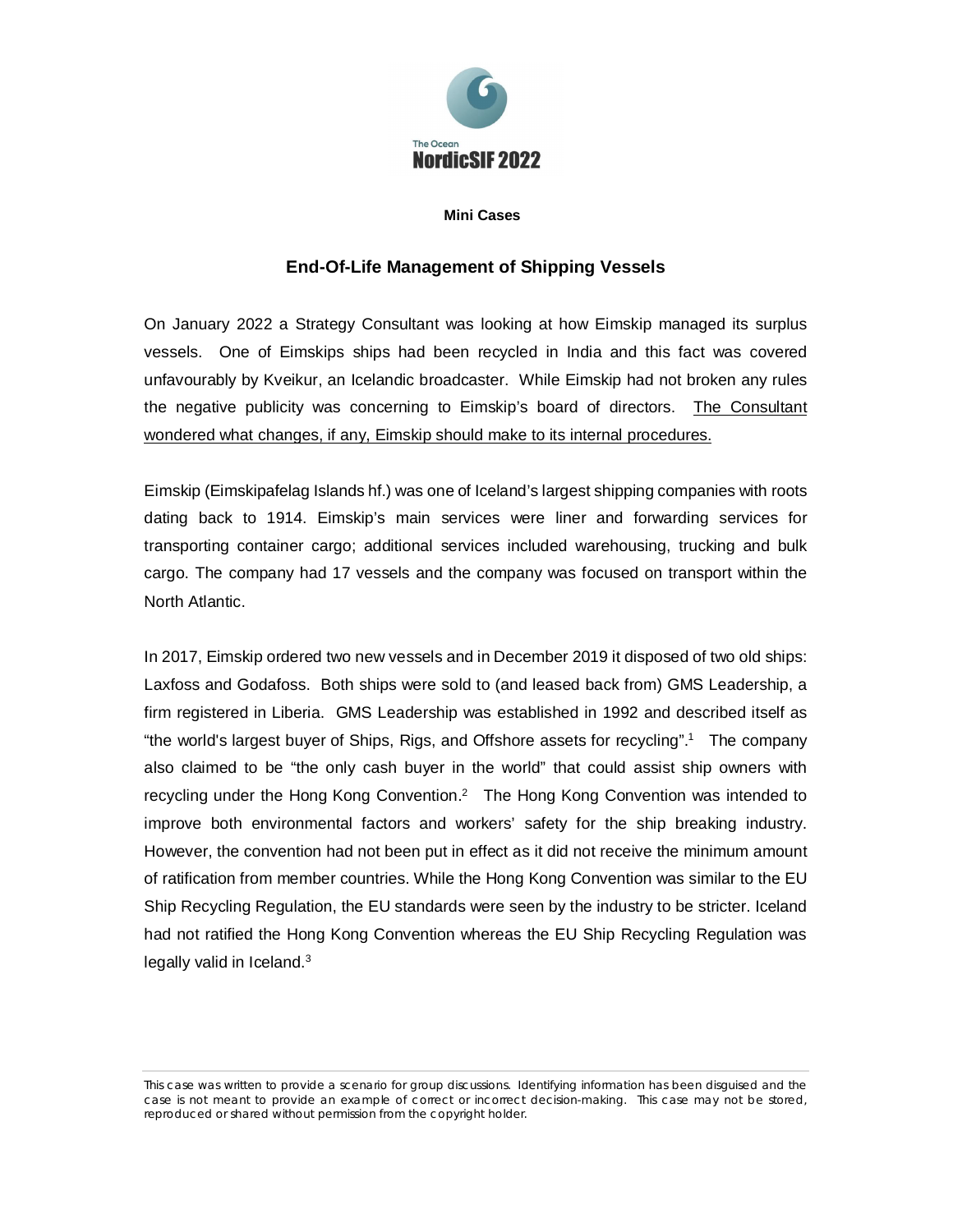The Ocean
**NordicSIF 2022**

**Mini Cases**

## End-Of-Life Management of Shipping Vessels

On January 2022 a Strategy Consultant was looking at how Eimskip managed its surplus vessels. One of Eimskips ships had been recycled in India and this fact was covered unfavourably by Kveikur, an Icelandic broadcaster. While Eimskip had not broken any rules the negative publicity was concerning to Eimskip's board of directors. The Consultant wondered what changes, if any, Eimskip should make to its internal procedures.

Eimskip (Eimskipafelag Islands hf.) was one of Iceland's largest shipping companies with roots dating back to 1914. Eimskip's main services were liner and forwarding services for transporting container cargo; additional services included warehousing, trucking and bulk cargo. The company had 17 vessels and the company was focused on transport within the North Atlantic.

In 2017, Eimskip ordered two new vessels and in December 2019 it disposed of two old ships: Laxfoss and Godafoss. Both ships were sold to (and leased back from) GMS Leadership, a firm registered in Liberia. GMS Leadership was established in 1992 and described itself as "the world's largest buyer of Ships, Rigs, and Offshore assets for recycling".[1] The company also claimed to be "the only cash buyer in the world" that could assist ship owners with recycling under the Hong Kong Convention.[2] The Hong Kong Convention was intended to improve both environmental factors and workers' safety for the ship breaking industry. However, the convention had not been put in effect as it did not receive the minimum amount of ratification from member countries. While the Hong Kong Convention was similar to the EU Ship Recycling Regulation, the EU standards were seen by the industry to be stricter. Iceland had not ratified the Hong Kong Convention whereas the EU Ship Recycling Regulation was legally valid in Iceland.[3]

This case was written to provide a scenario for group discussions. Identifying information has been disguised and the case is not meant to provide an example of correct or incorrect decision-making. This case may not be stored, reproduced or shared without permission from the copyright holder.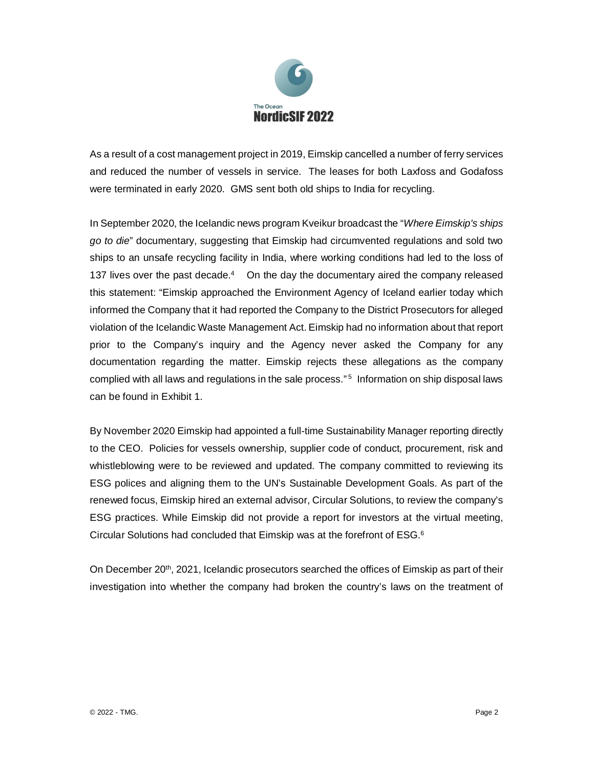As a result of a cost management project in 2019, Eimskip cancelled a number of ferry services and reduced the number of vessels in service. The leases for both Laxfoss and Godafoss were terminated in early 2020. GMS sent both old ships to India for recycling.

In September 2020, the Icelandic news program Kveikur broadcast the "*Where Eimskip's ships go to die*" documentary, suggesting that Eimskip had circumvented regulations and sold two ships to an unsafe recycling facility in India, where working conditions had led to the loss of 137 lives over the past decade.[4] On the day the documentary aired the company released this statement: "Eimskip approached the Environment Agency of Iceland earlier today which informed the Company that it had reported the Company to the District Prosecutors for alleged violation of the Icelandic Waste Management Act. Eimskip had no information about that report prior to the Company's inquiry and the Agency never asked the Company for any documentation regarding the matter. Eimskip rejects these allegations as the company complied with all laws and regulations in the sale process."[5] Information on ship disposal laws can be found in Exhibit 1.

By November 2020 Eimskip had appointed a full-time Sustainability Manager reporting directly to the CEO. Policies for vessels ownership, supplier code of conduct, procurement, risk and whistleblowing were to be reviewed and updated. The company committed to reviewing its ESG polices and aligning them to the UN's Sustainable Development Goals. As part of the renewed focus, Eimskip hired an external advisor, Circular Solutions, to review the company's ESG practices. While Eimskip did not provide a report for investors at the virtual meeting, Circular Solutions had concluded that Eimskip was at the forefront of ESG.[6]

On December 20th, 2021, Icelandic prosecutors searched the offices of Eimskip as part of their investigation into whether the company had broken the country's laws on the treatment of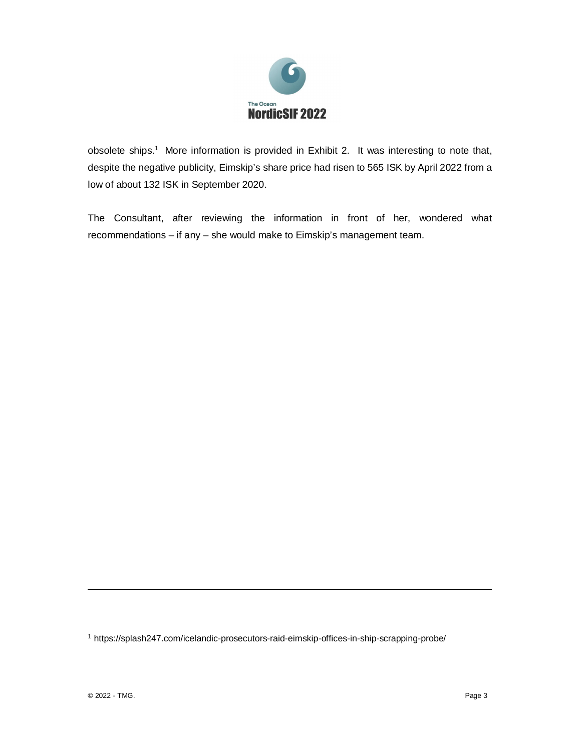obsolete ships.[1] More information is provided in Exhibit 2. It was interesting to note that, despite the negative publicity, Eimskip's share price had risen to 565 ISK by April 2022 from a low of about 132 ISK in September 2020.

The Consultant, after reviewing the information in front of her, wondered what recommendations – if any – she would make to Eimskip's management team.

[1] https://splash247.com/icelandic-prosecutors-raid-eimskip-offices-in-ship-scrapping-probe/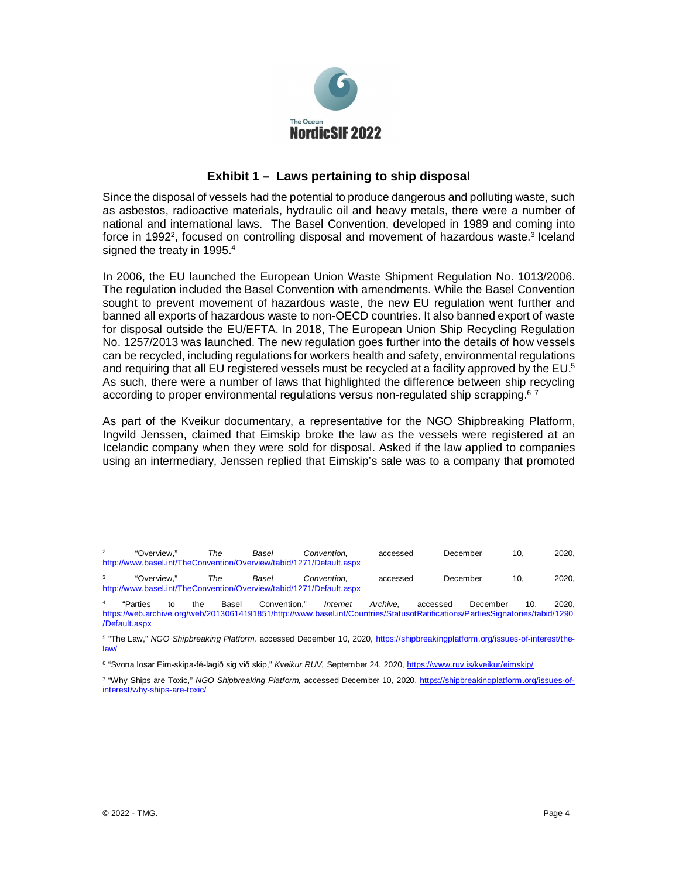## Exhibit 1 – Laws pertaining to ship disposal

Since the disposal of vessels had the potential to produce dangerous and polluting waste, such as asbestos, radioactive materials, hydraulic oil and heavy metals, there were a number of national and international laws. The Basel Convention, developed in 1989 and coming into force in 1992[2], focused on controlling disposal and movement of hazardous waste.[3] Iceland signed the treaty in 1995.[4]

In 2006, the EU launched the European Union Waste Shipment Regulation No. 1013/2006. The regulation included the Basel Convention with amendments. While the Basel Convention sought to prevent movement of hazardous waste, the new EU regulation went further and banned all exports of hazardous waste to non-OECD countries. It also banned export of waste for disposal outside the EU/EFTA. In 2018, The European Union Ship Recycling Regulation No. 1257/2013 was launched. The new regulation goes further into the details of how vessels can be recycled, including regulations for workers health and safety, environmental regulations and requiring that all EU registered vessels must be recycled at a facility approved by the EU.[5] As such, there were a number of laws that highlighted the difference between ship recycling according to proper environmental regulations versus non-regulated ship scrapping.[6] [7]

As part of the Kveikur documentary, a representative for the NGO Shipbreaking Platform, Ingvild Jenssen, claimed that Eimskip broke the law as the vessels were registered at an Icelandic company when they were sold for disposal. Asked if the law applied to companies using an intermediary, Jenssen replied that Eimskip's sale was to a company that promoted

---

[2] "Overview," *The Basel Convention,* accessed December 10, 2020, http://www.basel.int/TheConvention/Overview/tabid/1271/Default.aspx

[3] "Overview," *The Basel Convention,* accessed December 10, 2020, http://www.basel.int/TheConvention/Overview/tabid/1271/Default.aspx

[4] "Parties to the Basel Convention," *Internet Archive,* accessed December 10, 2020, https://web.archive.org/web/20130614191851/http://www.basel.int/Countries/StatusofRatifications/PartiesSignatories/tabid/1290/Default.aspx

[5] "The Law," *NGO Shipbreaking Platform,* accessed December 10, 2020, https://shipbreakingplatform.org/issues-of-interest/the-law/

[6] "Svona losar Eim-skipa-fé-lagið sig við skip," *Kveikur RUV,* September 24, 2020, https://www.ruv.is/kveikur/eimskip/

[7] "Why Ships are Toxic," *NGO Shipbreaking Platform,* accessed December 10, 2020, https://shipbreakingplatform.org/issues-of-interest/why-ships-are-toxic/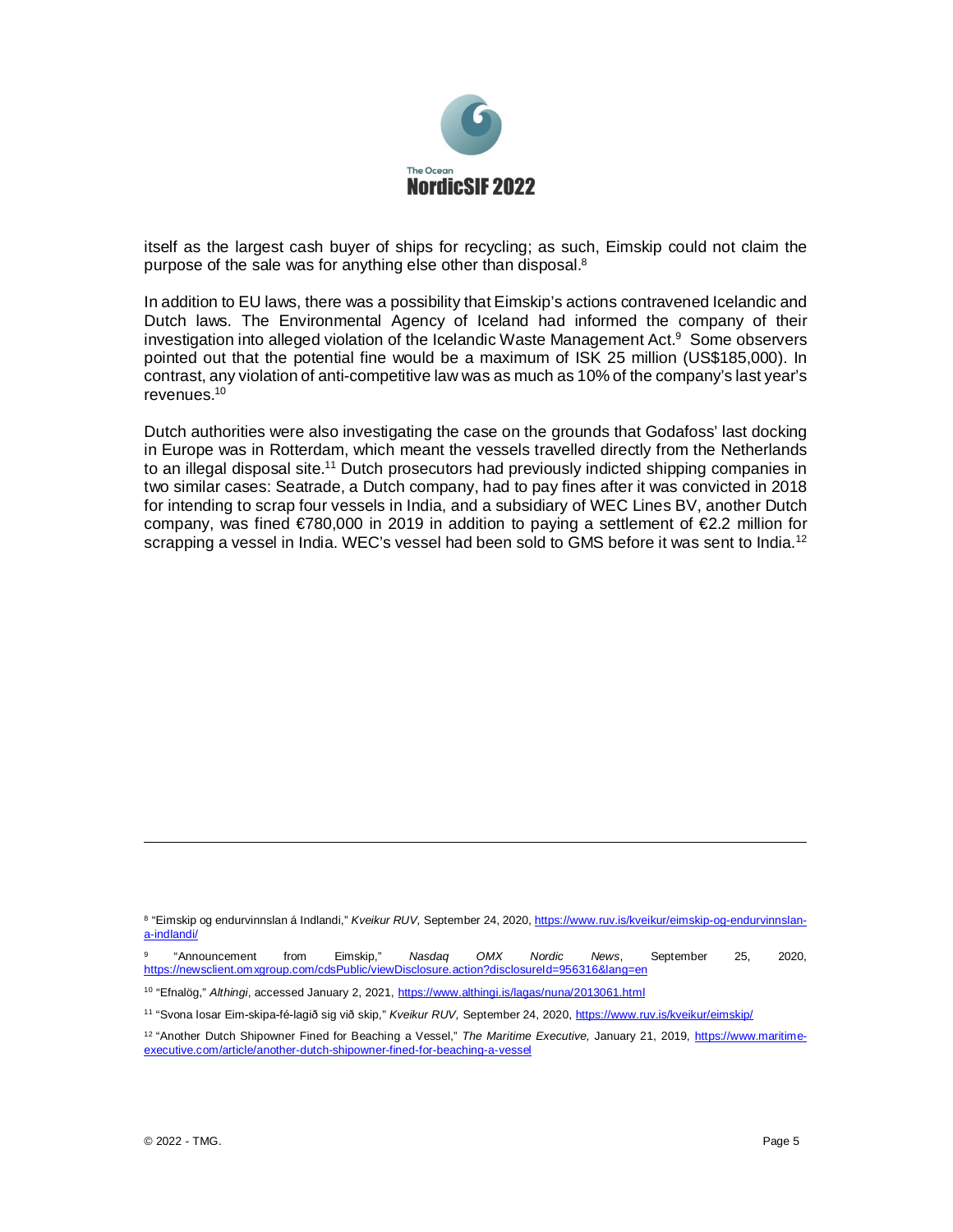itself as the largest cash buyer of ships for recycling; as such, Eimskip could not claim the purpose of the sale was for anything else other than disposal.[8]

In addition to EU laws, there was a possibility that Eimskip's actions contravened Icelandic and Dutch laws. The Environmental Agency of Iceland had informed the company of their investigation into alleged violation of the Icelandic Waste Management Act.[9] Some observers pointed out that the potential fine would be a maximum of ISK 25 million (US$185,000). In contrast, any violation of anti-competitive law was as much as 10% of the company's last year's revenues.[10]

Dutch authorities were also investigating the case on the grounds that Godafoss' last docking in Europe was in Rotterdam, which meant the vessels travelled directly from the Netherlands to an illegal disposal site.[11] Dutch prosecutors had previously indicted shipping companies in two similar cases: Seatrade, a Dutch company, had to pay fines after it was convicted in 2018 for intending to scrap four vessels in India, and a subsidiary of WEC Lines BV, another Dutch company, was fined €780,000 in 2019 in addition to paying a settlement of €2.2 million for scrapping a vessel in India. WEC's vessel had been sold to GMS before it was sent to India.[12]

---

[8] "Eimskip og endurvinnslan á Indlandi," *Kveikur RUV,* September 24, 2020, https://www.ruv.is/kveikur/eimskip-og-endurvinnslan-a-indlandi/

[9] "Announcement from Eimskip," *Nasdaq OMX Nordic News*, September 25, 2020, https://newsclient.omxgroup.com/cdsPublic/viewDisclosure.action?disclosureId=956316&lang=en

[10] "Efnalög," *Althingi*, accessed January 2, 2021, https://www.althingi.is/lagas/nuna/2013061.html

[11] "Svona losar Eim-skipa-fé-lagið sig við skip," *Kveikur RUV,* September 24, 2020, https://www.ruv.is/kveikur/eimskip/

[12] "Another Dutch Shipowner Fined for Beaching a Vessel," *The Maritime Executive,* January 21, 2019, https://www.maritime-executive.com/article/another-dutch-shipowner-fined-for-beaching-a-vessel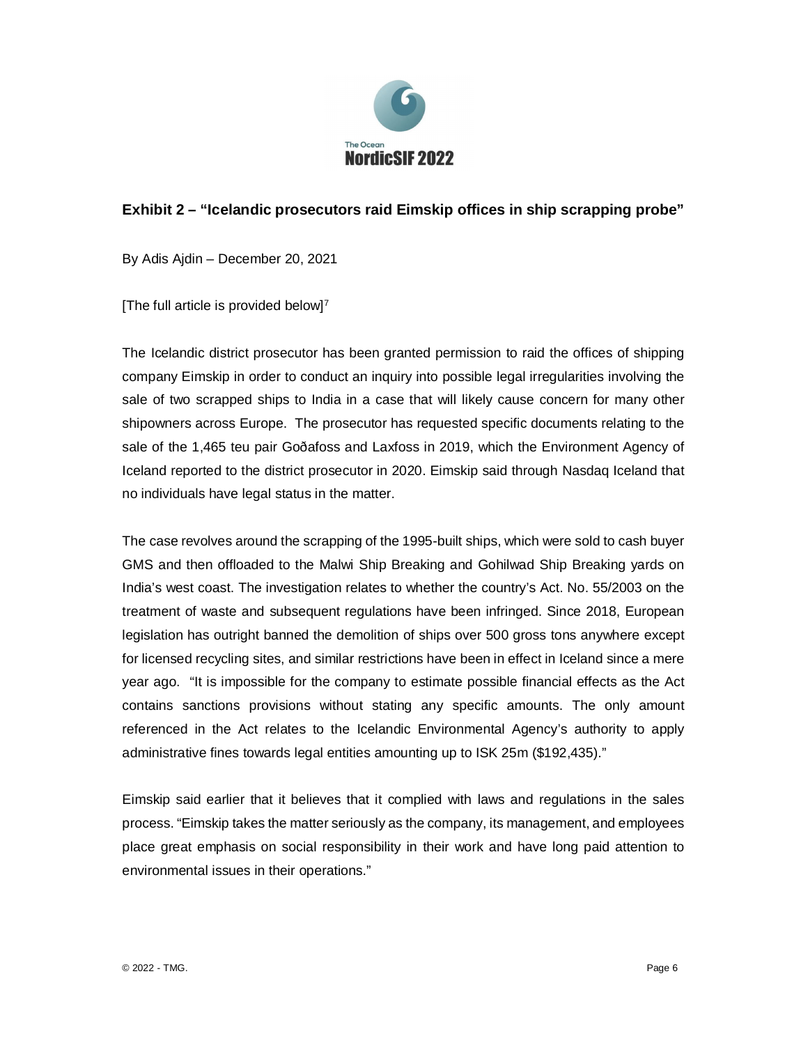## Exhibit 2 – "Icelandic prosecutors raid Eimskip offices in ship scrapping probe"

By Adis Ajdin – December 20, 2021

[The full article is provided below][7]

The Icelandic district prosecutor has been granted permission to raid the offices of shipping company Eimskip in order to conduct an inquiry into possible legal irregularities involving the sale of two scrapped ships to India in a case that will likely cause concern for many other shipowners across Europe. The prosecutor has requested specific documents relating to the sale of the 1,465 teu pair Goðafoss and Laxfoss in 2019, which the Environment Agency of Iceland reported to the district prosecutor in 2020. Eimskip said through Nasdaq Iceland that no individuals have legal status in the matter.

The case revolves around the scrapping of the 1995-built ships, which were sold to cash buyer GMS and then offloaded to the Malwi Ship Breaking and Gohilwad Ship Breaking yards on India's west coast. The investigation relates to whether the country's Act. No. 55/2003 on the treatment of waste and subsequent regulations have been infringed. Since 2018, European legislation has outright banned the demolition of ships over 500 gross tons anywhere except for licensed recycling sites, and similar restrictions have been in effect in Iceland since a mere year ago. "It is impossible for the company to estimate possible financial effects as the Act contains sanctions provisions without stating any specific amounts. The only amount referenced in the Act relates to the Icelandic Environmental Agency's authority to apply administrative fines towards legal entities amounting up to ISK 25m ($192,435)."

Eimskip said earlier that it believes that it complied with laws and regulations in the sales process. "Eimskip takes the matter seriously as the company, its management, and employees place great emphasis on social responsibility in their work and have long paid attention to environmental issues in their operations."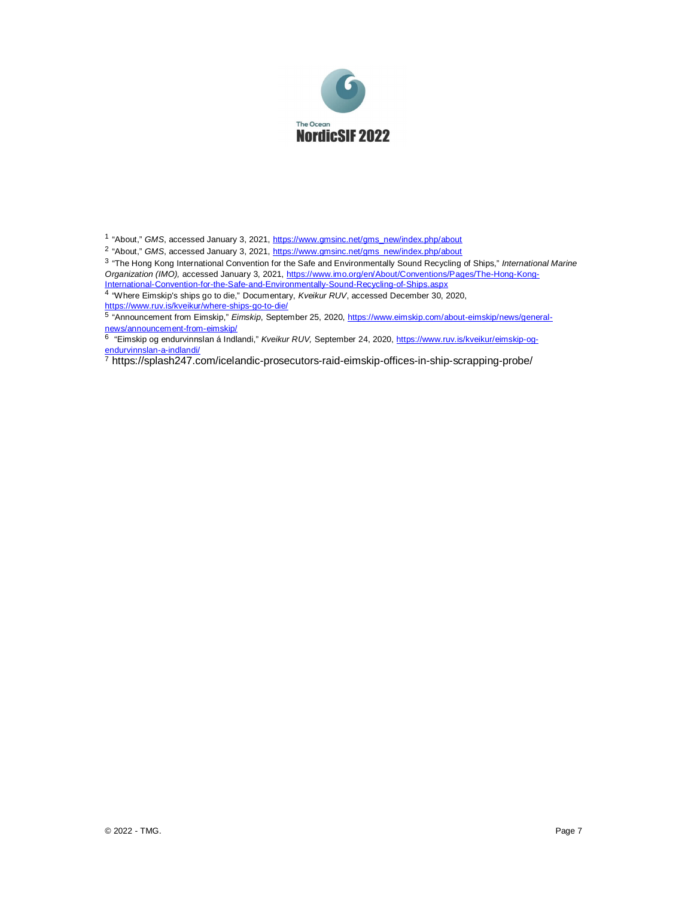[1] "About," *GMS*, accessed January 3, 2021, https://www.gmsinc.net/gms_new/index.php/about

[2] "About," *GMS*, accessed January 3, 2021, https://www.gmsinc.net/gms_new/index.php/about

[3] "The Hong Kong International Convention for the Safe and Environmentally Sound Recycling of Ships," *International Marine Organization (IMO),* accessed January 3, 2021, https://www.imo.org/en/About/Conventions/Pages/The-Hong-Kong-International-Convention-for-the-Safe-and-Environmentally-Sound-Recycling-of-Ships.aspx

[4] "Where Eimskip's ships go to die," Documentary, *Kveikur RUV*, accessed December 30, 2020, https://www.ruv.is/kveikur/where-ships-go-to-die/

[5] "Announcement from Eimskip," *Eimskip*, September 25, 2020, https://www.eimskip.com/about-eimskip/news/general-news/announcement-from-eimskip/

[6] "Eimskip og endurvinnslan á Indlandi," *Kveikur RUV,* September 24, 2020, https://www.ruv.is/kveikur/eimskip-og-endurvinnslan-a-indlandi/

[7] https://splash247.com/icelandic-prosecutors-raid-eimskip-offices-in-ship-scrapping-probe/

© 2022 - TMG.